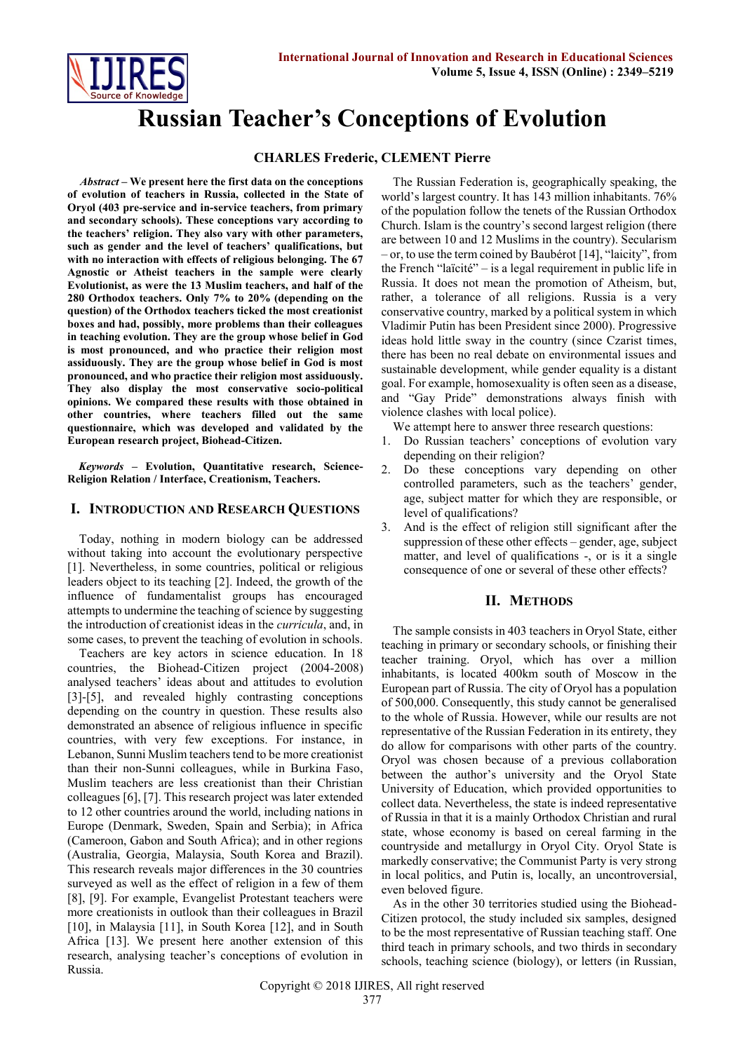# Russian Teacher's Conceptions of Evolution

**CHARLES Frederic, CLEMENT Pierre**

***Abstract*** **– We present here the first data on the conceptions of evolution of teachers in Russia, collected in the State of Oryol (403 pre-service and in-service teachers, from primary and secondary schools). These conceptions vary according to the teachers' religion. They also vary with other parameters, such as gender and the level of teachers' qualifications, but with no interaction with effects of religious belonging. The 67 Agnostic or Atheist teachers in the sample were clearly Evolutionist, as were the 13 Muslim teachers, and half of the 280 Orthodox teachers. Only 7% to 20% (depending on the question) of the Orthodox teachers ticked the most creationist boxes and had, possibly, more problems than their colleagues in teaching evolution. They are the group whose belief in God is most pronounced, and who practice their religion most assiduously. They are the group whose belief in God is most pronounced, and who practice their religion most assiduously. They also display the most conservative socio-political opinions. We compared these results with those obtained in other countries, where teachers filled out the same questionnaire, which was developed and validated by the European research project, Biohead-Citizen.**

***Keywords*** **– Evolution, Quantitative research, Science-Religion Relation / Interface, Creationism, Teachers.**

## I. Introduction and Research Questions

Today, nothing in modern biology can be addressed without taking into account the evolutionary perspective [1]. Nevertheless, in some countries, political or religious leaders object to its teaching [2]. Indeed, the growth of the influence of fundamentalist groups has encouraged attempts to undermine the teaching of science by suggesting the introduction of creationist ideas in the *curricula*, and, in some cases, to prevent the teaching of evolution in schools.

Teachers are key actors in science education. In 18 countries, the Biohead-Citizen project (2004-2008) analysed teachers' ideas about and attitudes to evolution [3]-[5], and revealed highly contrasting conceptions depending on the country in question. These results also demonstrated an absence of religious influence in specific countries, with very few exceptions. For instance, in Lebanon, Sunni Muslim teachers tend to be more creationist than their non-Sunni colleagues, while in Burkina Faso, Muslim teachers are less creationist than their Christian colleagues [6], [7]. This research project was later extended to 12 other countries around the world, including nations in Europe (Denmark, Sweden, Spain and Serbia); in Africa (Cameroon, Gabon and South Africa); and in other regions (Australia, Georgia, Malaysia, South Korea and Brazil). This research reveals major differences in the 30 countries surveyed as well as the effect of religion in a few of them [8], [9]. For example, Evangelist Protestant teachers were more creationists in outlook than their colleagues in Brazil [10], in Malaysia [11], in South Korea [12], and in South Africa [13]. We present here another extension of this research, analysing teacher's conceptions of evolution in Russia.

The Russian Federation is, geographically speaking, the world's largest country. It has 143 million inhabitants. 76% of the population follow the tenets of the Russian Orthodox Church. Islam is the country's second largest religion (there are between 10 and 12 Muslims in the country). Secularism – or, to use the term coined by Baubérot [14], "laicity", from the French "laïcité" – is a legal requirement in public life in Russia. It does not mean the promotion of Atheism, but, rather, a tolerance of all religions. Russia is a very conservative country, marked by a political system in which Vladimir Putin has been President since 2000). Progressive ideas hold little sway in the country (since Czarist times, there has been no real debate on environmental issues and sustainable development, while gender equality is a distant goal. For example, homosexuality is often seen as a disease, and "Gay Pride" demonstrations always finish with violence clashes with local police).

We attempt here to answer three research questions:

1. Do Russian teachers' conceptions of evolution vary depending on their religion?
2. Do these conceptions vary depending on other controlled parameters, such as the teachers' gender, age, subject matter for which they are responsible, or level of qualifications?
3. And is the effect of religion still significant after the suppression of these other effects – gender, age, subject matter, and level of qualifications -, or is it a single consequence of one or several of these other effects?

## II. Methods

The sample consists in 403 teachers in Oryol State, either teaching in primary or secondary schools, or finishing their teacher training. Oryol, which has over a million inhabitants, is located 400km south of Moscow in the European part of Russia. The city of Oryol has a population of 500,000. Consequently, this study cannot be generalised to the whole of Russia. However, while our results are not representative of the Russian Federation in its entirety, they do allow for comparisons with other parts of the country. Oryol was chosen because of a previous collaboration between the author's university and the Oryol State University of Education, which provided opportunities to collect data. Nevertheless, the state is indeed representative of Russia in that it is a mainly Orthodox Christian and rural state, whose economy is based on cereal farming in the countryside and metallurgy in Oryol City. Oryol State is markedly conservative; the Communist Party is very strong in local politics, and Putin is, locally, an uncontroversial, even beloved figure.

As in the other 30 territories studied using the Biohead-Citizen protocol, the study included six samples, designed to be the most representative of Russian teaching staff. One third teach in primary schools, and two thirds in secondary schools, teaching science (biology), or letters (in Russian,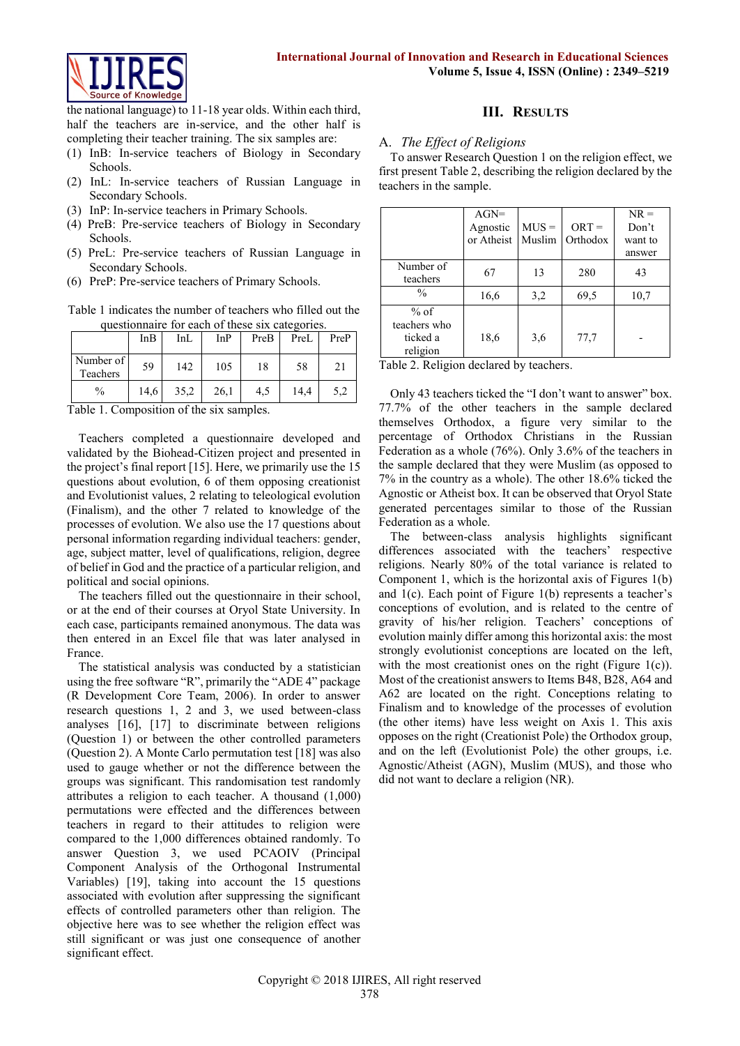the national language) to 11-18 year olds. Within each third, half the teachers are in-service, and the other half is completing their teacher training. The six samples are:

1. InB: In-service teachers of Biology in Secondary Schools.
2. InL: In-service teachers of Russian Language in Secondary Schools.
3. InP: In-service teachers in Primary Schools.
4. PreB: Pre-service teachers of Biology in Secondary Schools.
5. PreL: Pre-service teachers of Russian Language in Secondary Schools.
6. PreP: Pre-service teachers of Primary Schools.

Table 1 indicates the number of teachers who filled out the questionnaire for each of these six categories.

| | InB | InL | InP | PreB | PreL | PreP |
|---|---|---|---|---|---|---|
| Number of Teachers | 59 | 142 | 105 | 18 | 58 | 21 |
| % | 14,6 | 35,2 | 26,1 | 4,5 | 14,4 | 5,2 |

Table 1. Composition of the six samples.

Teachers completed a questionnaire developed and validated by the Biohead-Citizen project and presented in the project's final report [15]. Here, we primarily use the 15 questions about evolution, 6 of them opposing creationist and Evolutionist values, 2 relating to teleological evolution (Finalism), and the other 7 related to knowledge of the processes of evolution. We also use the 17 questions about personal information regarding individual teachers: gender, age, subject matter, level of qualifications, religion, degree of belief in God and the practice of a particular religion, and political and social opinions.

The teachers filled out the questionnaire in their school, or at the end of their courses at Oryol State University. In each case, participants remained anonymous. The data was then entered in an Excel file that was later analysed in France.

The statistical analysis was conducted by a statistician using the free software "R", primarily the "ADE 4" package (R Development Core Team, 2006). In order to answer research questions 1, 2 and 3, we used between-class analyses [16], [17] to discriminate between religions (Question 1) or between the other controlled parameters (Question 2). A Monte Carlo permutation test [18] was also used to gauge whether or not the difference between the groups was significant. This randomisation test randomly attributes a religion to each teacher. A thousand (1,000) permutations were effected and the differences between teachers in regard to their attitudes to religion were compared to the 1,000 differences obtained randomly. To answer Question 3, we used PCAOIV (Principal Component Analysis of the Orthogonal Instrumental Variables) [19], taking into account the 15 questions associated with evolution after suppressing the significant effects of controlled parameters other than religion. The objective here was to see whether the religion effect was still significant or was just one consequence of another significant effect.

## III. Results

### A. *The Effect of Religions*

To answer Research Question 1 on the religion effect, we first present Table 2, describing the religion declared by the teachers in the sample.

| | AGN= Agnostic or Atheist | MUS = Muslim | ORT = Orthodox | NR = Don't want to answer |
|---|---|---|---|---|
| Number of teachers | 67 | 13 | 280 | 43 |
| % | 16,6 | 3,2 | 69,5 | 10,7 |
| % of teachers who ticked a religion | 18,6 | 3,6 | 77,7 | - |

Table 2. Religion declared by teachers.

Only 43 teachers ticked the "I don't want to answer" box. 77.7% of the other teachers in the sample declared themselves Orthodox, a figure very similar to the percentage of Orthodox Christians in the Russian Federation as a whole (76%). Only 3.6% of the teachers in the sample declared that they were Muslim (as opposed to 7% in the country as a whole). The other 18.6% ticked the Agnostic or Atheist box. It can be observed that Oryol State generated percentages similar to those of the Russian Federation as a whole.

The between-class analysis highlights significant differences associated with the teachers' respective religions. Nearly 80% of the total variance is related to Component 1, which is the horizontal axis of Figures 1(b) and 1(c). Each point of Figure 1(b) represents a teacher's conceptions of evolution, and is related to the centre of gravity of his/her religion. Teachers' conceptions of evolution mainly differ among this horizontal axis: the most strongly evolutionist conceptions are located on the left, with the most creationist ones on the right (Figure 1(c)). Most of the creationist answers to Items B48, B28, A64 and A62 are located on the right. Conceptions relating to Finalism and to knowledge of the processes of evolution (the other items) have less weight on Axis 1. This axis opposes on the right (Creationist Pole) the Orthodox group, and on the left (Evolutionist Pole) the other groups, i.e. Agnostic/Atheist (AGN), Muslim (MUS), and those who did not want to declare a religion (NR).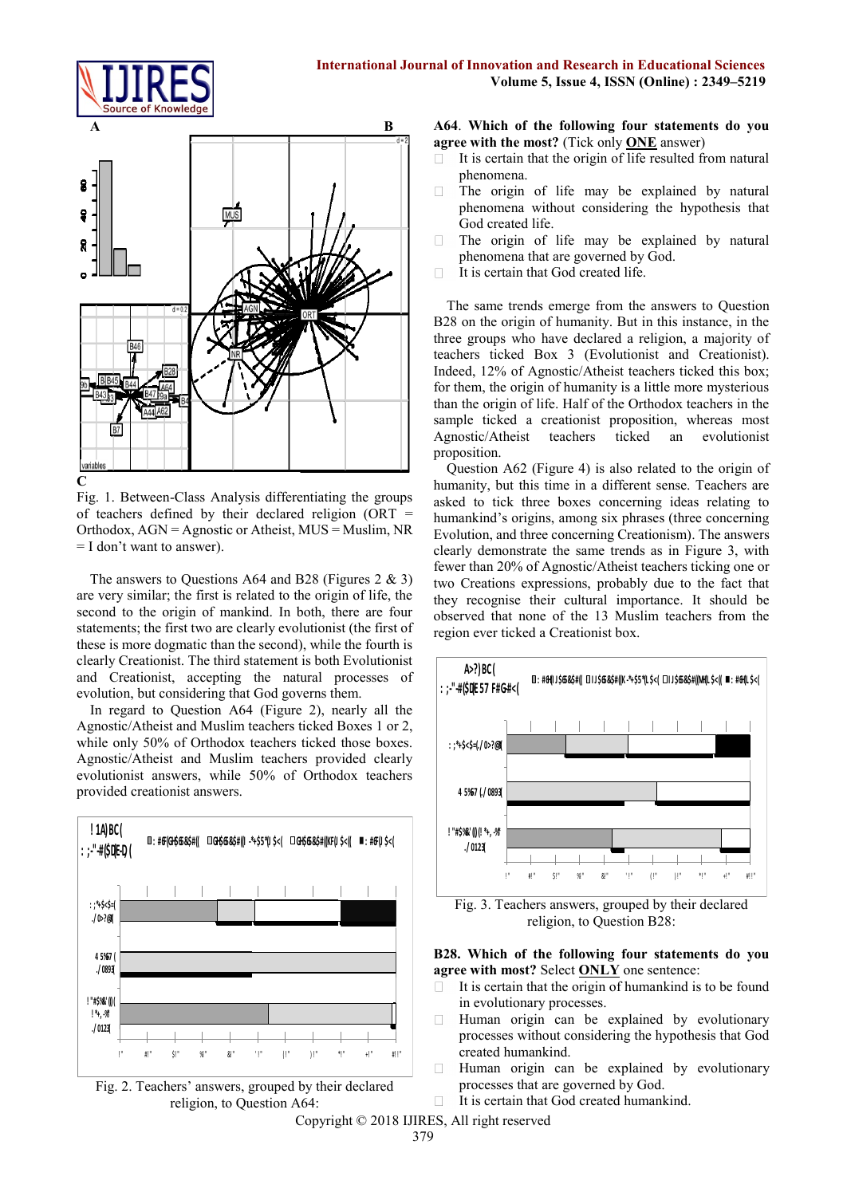Fig. 1. Between-Class Analysis differentiating the groups of teachers defined by their declared religion (ORT = Orthodox, AGN = Agnostic or Atheist, MUS = Muslim, NR = I don't want to answer).

The answers to Questions A64 and B28 (Figures 2 & 3) are very similar; the first is related to the origin of life, the second to the origin of mankind. In both, there are four statements; the first two are clearly evolutionist (the first of these is more dogmatic than the second), while the fourth is clearly Creationist. The third statement is both Evolutionist and Creationist, accepting the natural processes of evolution, but considering that God governs them.

In regard to Question A64 (Figure 2), nearly all the Agnostic/Atheist and Muslim teachers ticked Boxes 1 or 2, while only 50% of Orthodox teachers ticked those boxes. Agnostic/Atheist and Muslim teachers provided clearly evolutionist answers, while 50% of Orthodox teachers provided creationist answers.

Fig. 2. Teachers' answers, grouped by their declared religion, to Question A64:

**A64. Which of the following four statements do you agree with the most?** (Tick only **ONE** answer)

- It is certain that the origin of life resulted from natural phenomena.
- The origin of life may be explained by natural phenomena without considering the hypothesis that God created life.
- The origin of life may be explained by natural phenomena that are governed by God.
- It is certain that God created life.

The same trends emerge from the answers to Question B28 on the origin of humanity. But in this instance, in the three groups who have declared a religion, a majority of teachers ticked Box 3 (Evolutionist and Creationist). Indeed, 12% of Agnostic/Atheist teachers ticked this box; for them, the origin of humanity is a little more mysterious than the origin of life. Half of the Orthodox teachers in the sample ticked a creationist proposition, whereas most Agnostic/Atheist teachers ticked an evolutionist proposition.

Question A62 (Figure 4) is also related to the origin of humanity, but this time in a different sense. Teachers are asked to tick three boxes concerning ideas relating to humankind's origins, among six phrases (three concerning Evolution, and three concerning Creationism). The answers clearly demonstrate the same trends as in Figure 3, with fewer than 20% of Agnostic/Atheist teachers ticking one or two Creations expressions, probably due to the fact that they recognise their cultural importance. It should be observed that none of the 13 Muslim teachers from the region ever ticked a Creationist box.

Fig. 3. Teachers answers, grouped by their declared religion, to Question B28:

**B28. Which of the following four statements do you agree with most?** Select **ONLY** one sentence:

- It is certain that the origin of humankind is to be found in evolutionary processes.
- Human origin can be explained by evolutionary processes without considering the hypothesis that God created humankind.
- Human origin can be explained by evolutionary processes that are governed by God.
- It is certain that God created humankind.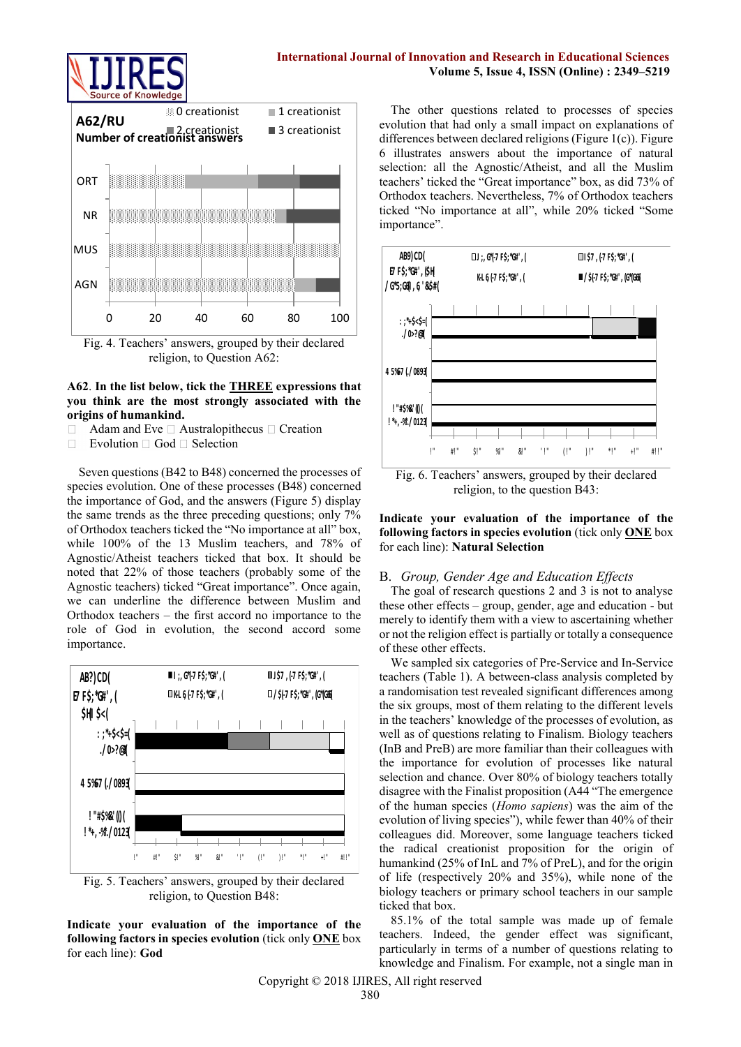Fig. 4. Teachers' answers, grouped by their declared religion, to Question A62:

**A62. In the list below, tick the THREE expressions that you think are the most strongly associated with the origins of humankind.**

- Adam and Eve
- Australopithecus
- Creation
- Evolution
- God
- Selection

Seven questions (B42 to B48) concerned the processes of species evolution. One of these processes (B48) concerned the importance of God, and the answers (Figure 5) display the same trends as the three preceding questions; only 7% of Orthodox teachers ticked the "No importance at all" box, while 100% of the 13 Muslim teachers, and 78% of Agnostic/Atheist teachers ticked that box. It should be noted that 22% of those teachers (probably some of the Agnostic teachers) ticked "Great importance". Once again, we can underline the difference between Muslim and Orthodox teachers – the first accord no importance to the role of God in evolution, the second accord some importance.

Fig. 5. Teachers' answers, grouped by their declared religion, to Question B48:

**Indicate your evaluation of the importance of the following factors in species evolution** (tick only **ONE** box for each line): **God**

The other questions related to processes of species evolution that had only a small impact on explanations of differences between declared religions (Figure 1(c)). Figure 6 illustrates answers about the importance of natural selection: all the Agnostic/Atheist, and all the Muslim teachers' ticked the "Great importance" box, as did 73% of Orthodox teachers. Nevertheless, 7% of Orthodox teachers ticked "No importance at all", while 20% ticked "Some importance".

Fig. 6. Teachers' answers, grouped by their declared religion, to the question B43:

**Indicate your evaluation of the importance of the following factors in species evolution** (tick only **ONE** box for each line): **Natural Selection**

## B. *Group, Gender Age and Education Effects*

The goal of research questions 2 and 3 is not to analyse these other effects – group, gender, age and education - but merely to identify them with a view to ascertaining whether or not the religion effect is partially or totally a consequence of these other effects.

We sampled six categories of Pre-Service and In-Service teachers (Table 1). A between-class analysis completed by a randomisation test revealed significant differences among the six groups, most of them relating to the different levels in the teachers' knowledge of the processes of evolution, as well as of questions relating to Finalism. Biology teachers (InB and PreB) are more familiar than their colleagues with the importance for evolution of processes like natural selection and chance. Over 80% of biology teachers totally disagree with the Finalist proposition (A44 "The emergence of the human species (*Homo sapiens*) was the aim of the evolution of living species"), while fewer than 40% of their colleagues did. Moreover, some language teachers ticked the radical creationist proposition for the origin of humankind (25% of InL and 7% of PreL), and for the origin of life (respectively 20% and 35%), while none of the biology teachers or primary school teachers in our sample ticked that box.

85.1% of the total sample was made up of female teachers. Indeed, the gender effect was significant, particularly in terms of a number of questions relating to knowledge and Finalism. For example, not a single man in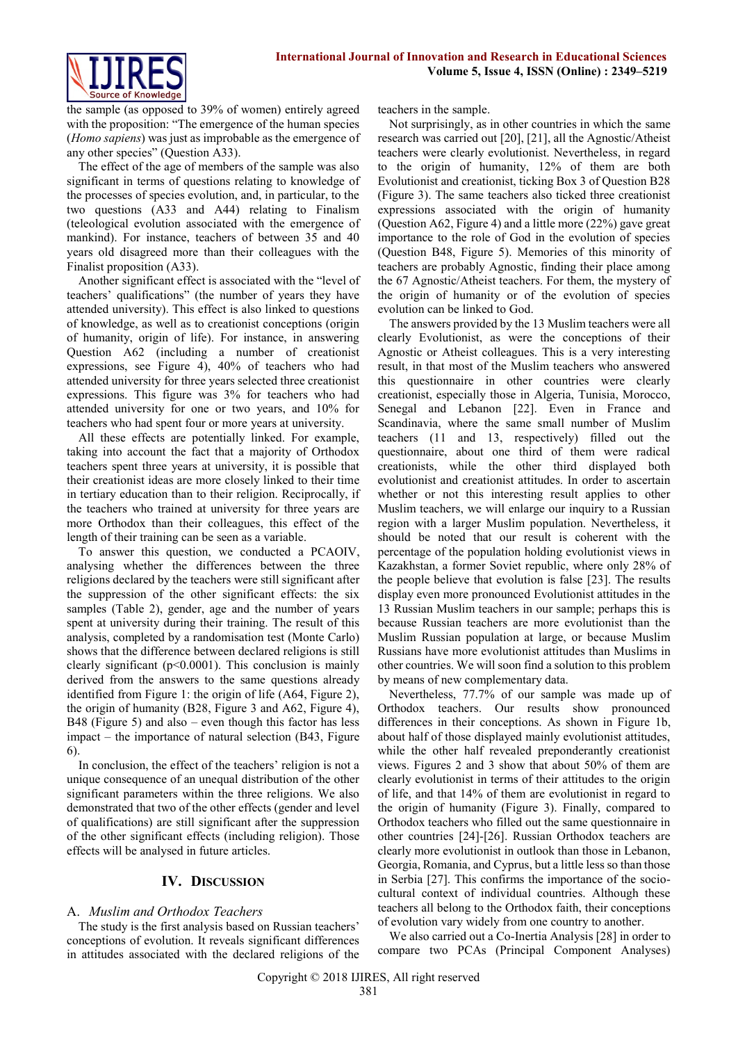the sample (as opposed to 39% of women) entirely agreed with the proposition: "The emergence of the human species (*Homo sapiens*) was just as improbable as the emergence of any other species" (Question A33).

The effect of the age of members of the sample was also significant in terms of questions relating to knowledge of the processes of species evolution, and, in particular, to the two questions (A33 and A44) relating to Finalism (teleological evolution associated with the emergence of mankind). For instance, teachers of between 35 and 40 years old disagreed more than their colleagues with the Finalist proposition (A33).

Another significant effect is associated with the "level of teachers' qualifications" (the number of years they have attended university). This effect is also linked to questions of knowledge, as well as to creationist conceptions (origin of humanity, origin of life). For instance, in answering Question A62 (including a number of creationist expressions, see Figure 4), 40% of teachers who had attended university for three years selected three creationist expressions. This figure was 3% for teachers who had attended university for one or two years, and 10% for teachers who had spent four or more years at university.

All these effects are potentially linked. For example, taking into account the fact that a majority of Orthodox teachers spent three years at university, it is possible that their creationist ideas are more closely linked to their time in tertiary education than to their religion. Reciprocally, if the teachers who trained at university for three years are more Orthodox than their colleagues, this effect of the length of their training can be seen as a variable.

To answer this question, we conducted a PCAOIV, analysing whether the differences between the three religions declared by the teachers were still significant after the suppression of the other significant effects: the six samples (Table 2), gender, age and the number of years spent at university during their training. The result of this analysis, completed by a randomisation test (Monte Carlo) shows that the difference between declared religions is still clearly significant ($p<0.0001$). This conclusion is mainly derived from the answers to the same questions already identified from Figure 1: the origin of life (A64, Figure 2), the origin of humanity (B28, Figure 3 and A62, Figure 4), B48 (Figure 5) and also – even though this factor has less impact – the importance of natural selection (B43, Figure 6).

In conclusion, the effect of the teachers' religion is not a unique consequence of an unequal distribution of the other significant parameters within the three religions. We also demonstrated that two of the other effects (gender and level of qualifications) are still significant after the suppression of the other significant effects (including religion). Those effects will be analysed in future articles.

## IV. Discussion

### A. *Muslim and Orthodox Teachers*

The study is the first analysis based on Russian teachers' conceptions of evolution. It reveals significant differences in attitudes associated with the declared religions of the teachers in the sample.

Not surprisingly, as in other countries in which the same research was carried out [20], [21], all the Agnostic/Atheist teachers were clearly evolutionist. Nevertheless, in regard to the origin of humanity, 12% of them are both Evolutionist and creationist, ticking Box 3 of Question B28 (Figure 3). The same teachers also ticked three creationist expressions associated with the origin of humanity (Question A62, Figure 4) and a little more (22%) gave great importance to the role of God in the evolution of species (Question B48, Figure 5). Memories of this minority of teachers are probably Agnostic, finding their place among the 67 Agnostic/Atheist teachers. For them, the mystery of the origin of humanity or of the evolution of species evolution can be linked to God.

The answers provided by the 13 Muslim teachers were all clearly Evolutionist, as were the conceptions of their Agnostic or Atheist colleagues. This is a very interesting result, in that most of the Muslim teachers who answered this questionnaire in other countries were clearly creationist, especially those in Algeria, Tunisia, Morocco, Senegal and Lebanon [22]. Even in France and Scandinavia, where the same small number of Muslim teachers (11 and 13, respectively) filled out the questionnaire, about one third of them were radical creationists, while the other third displayed both evolutionist and creationist attitudes. In order to ascertain whether or not this interesting result applies to other Muslim teachers, we will enlarge our inquiry to a Russian region with a larger Muslim population. Nevertheless, it should be noted that our result is coherent with the percentage of the population holding evolutionist views in Kazakhstan, a former Soviet republic, where only 28% of the people believe that evolution is false [23]. The results display even more pronounced Evolutionist attitudes in the 13 Russian Muslim teachers in our sample; perhaps this is because Russian teachers are more evolutionist than the Muslim Russian population at large, or because Muslim Russians have more evolutionist attitudes than Muslims in other countries. We will soon find a solution to this problem by means of new complementary data.

Nevertheless, 77.7% of our sample was made up of Orthodox teachers. Our results show pronounced differences in their conceptions. As shown in Figure 1b, about half of those displayed mainly evolutionist attitudes, while the other half revealed preponderantly creationist views. Figures 2 and 3 show that about 50% of them are clearly evolutionist in terms of their attitudes to the origin of life, and that 14% of them are evolutionist in regard to the origin of humanity (Figure 3). Finally, compared to Orthodox teachers who filled out the same questionnaire in other countries [24]-[26]. Russian Orthodox teachers are clearly more evolutionist in outlook than those in Lebanon, Georgia, Romania, and Cyprus, but a little less so than those in Serbia [27]. This confirms the importance of the socio-cultural context of individual countries. Although these teachers all belong to the Orthodox faith, their conceptions of evolution vary widely from one country to another.

We also carried out a Co-Inertia Analysis [28] in order to compare two PCAs (Principal Component Analyses)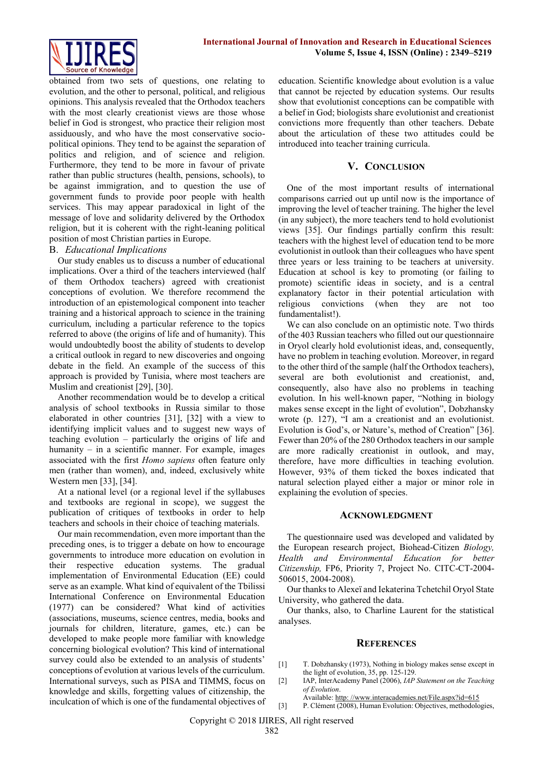obtained from two sets of questions, one relating to evolution, and the other to personal, political, and religious opinions. This analysis revealed that the Orthodox teachers with the most clearly creationist views are those whose belief in God is strongest, who practice their religion most assiduously, and who have the most conservative socio-political opinions. They tend to be against the separation of politics and religion, and of science and religion. Furthermore, they tend to be more in favour of private rather than public structures (health, pensions, schools), to be against immigration, and to question the use of government funds to provide poor people with health services. This may appear paradoxical in light of the message of love and solidarity delivered by the Orthodox religion, but it is coherent with the right-leaning political position of most Christian parties in Europe.

### B. *Educational Implications*

Our study enables us to discuss a number of educational implications. Over a third of the teachers interviewed (half of them Orthodox teachers) agreed with creationist conceptions of evolution. We therefore recommend the introduction of an epistemological component into teacher training and a historical approach to science in the training curriculum, including a particular reference to the topics referred to above (the origins of life and of humanity). This would undoubtedly boost the ability of students to develop a critical outlook in regard to new discoveries and ongoing debate in the field. An example of the success of this approach is provided by Tunisia, where most teachers are Muslim and creationist [29], [30].

Another recommendation would be to develop a critical analysis of school textbooks in Russia similar to those elaborated in other countries [31], [32] with a view to identifying implicit values and to suggest new ways of teaching evolution – particularly the origins of life and humanity – in a scientific manner. For example, images associated with the first *Homo sapiens* often feature only men (rather than women), and, indeed, exclusively white Western men [33], [34].

At a national level (or a regional level if the syllabuses and textbooks are regional in scope), we suggest the publication of critiques of textbooks in order to help teachers and schools in their choice of teaching materials.

Our main recommendation, even more important than the preceding ones, is to trigger a debate on how to encourage governments to introduce more education on evolution in their respective education systems. The gradual implementation of Environmental Education (EE) could serve as an example. What kind of equivalent of the Tbilissi International Conference on Environmental Education (1977) can be considered? What kind of activities (associations, museums, science centres, media, books and journals for children, literature, games, etc.) can be developed to make people more familiar with knowledge concerning biological evolution? This kind of international survey could also be extended to an analysis of students' conceptions of evolution at various levels of the curriculum. International surveys, such as PISA and TIMMS, focus on knowledge and skills, forgetting values of citizenship, the inculcation of which is one of the fundamental objectives of education. Scientific knowledge about evolution is a value that cannot be rejected by education systems. Our results show that evolutionist conceptions can be compatible with a belief in God; biologists share evolutionist and creationist convictions more frequently than other teachers. Debate about the articulation of these two attitudes could be introduced into teacher training curricula.

## V. Conclusion

One of the most important results of international comparisons carried out up until now is the importance of improving the level of teacher training. The higher the level (in any subject), the more teachers tend to hold evolutionist views [35]. Our findings partially confirm this result: teachers with the highest level of education tend to be more evolutionist in outlook than their colleagues who have spent three years or less training to be teachers at university. Education at school is key to promoting (or failing to promote) scientific ideas in society, and is a central explanatory factor in their potential articulation with religious convictions (when they are not too fundamentalist!).

We can also conclude on an optimistic note. Two thirds of the 403 Russian teachers who filled out our questionnaire in Oryol clearly hold evolutionist ideas, and, consequently, have no problem in teaching evolution. Moreover, in regard to the other third of the sample (half the Orthodox teachers), several are both evolutionist and creationist, and, consequently, also have also no problems in teaching evolution. In his well-known paper, "Nothing in biology makes sense except in the light of evolution", Dobzhansky wrote (p. 127), "I am a creationist and an evolutionist. Evolution is God's, or Nature's, method of Creation" [36]. Fewer than 20% of the 280 Orthodox teachers in our sample are more radically creationist in outlook, and may, therefore, have more difficulties in teaching evolution. However, 93% of them ticked the boxes indicated that natural selection played either a major or minor role in explaining the evolution of species.

## Acknowledgment

The questionnaire used was developed and validated by the European research project, Biohead-Citizen *Biology, Health and Environmental Education for better Citizenship,* FP6, Priority 7, Project No. CITC-CT-2004-506015, 2004-2008).

Our thanks to Alexeï and Iekaterina Tchetchil Oryol State University, who gathered the data.

Our thanks, also, to Charline Laurent for the statistical analyses.

## References

[1] T. Dobzhansky (1973), Nothing in biology makes sense except in the light of evolution, 35, pp. 125-129.

[2] IAP, InterAcademy Panel (2006), *IAP Statement on the Teaching of Evolution*. Available: http://www.interacademies.net/File.aspx?id=615

[3] P. Clément (2008), Human Evolution: Objectives, methodologies,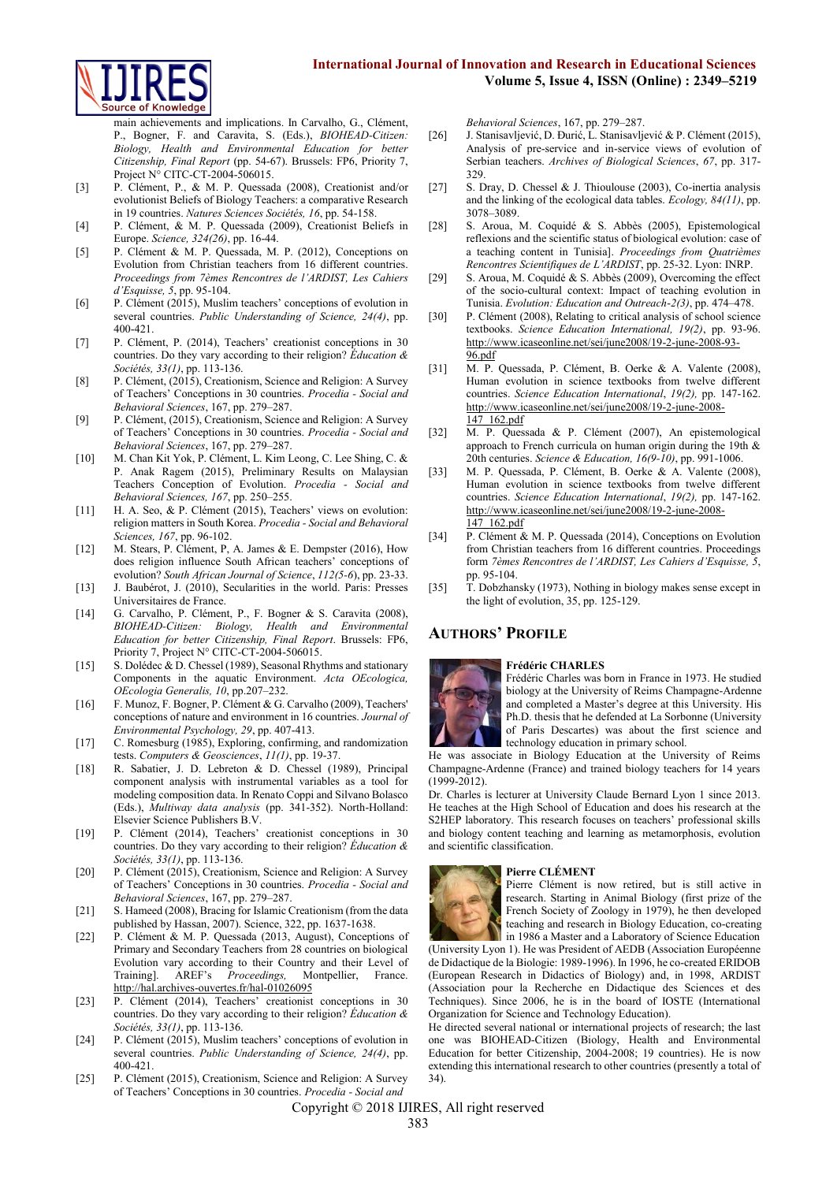main achievements and implications. In Carvalho, G., Clément, P., Bogner, F. and Caravita, S. (Eds.), *BIOHEAD-Citizen: Biology, Health and Environmental Education for better Citizenship, Final Report* (pp. 54-67). Brussels: FP6, Priority 7, Project N° CITC-CT-2004-506015.

[3] P. Clément, P., & M. P. Quessada (2008), Creationist and/or evolutionist Beliefs of Biology Teachers: a comparative Research in 19 countries. *Natures Sciences Sociétés, 16*, pp. 54-158.

[4] P. Clément, & M. P. Quessada (2009), Creationist Beliefs in Europe. *Science, 324(26)*, pp. 16-44.

[5] P. Clément & M. P. Quessada, M. P. (2012), Conceptions on Evolution from Christian teachers from 16 different countries. *Proceedings from 7èmes Rencontres de l'ARDIST, Les Cahiers d'Esquisse, 5*, pp. 95-104.

[6] P. Clément (2015), Muslim teachers' conceptions of evolution in several countries. *Public Understanding of Science, 24(4)*, pp. 400-421.

[7] P. Clément, P. (2014), Teachers' creationist conceptions in 30 countries. Do they vary according to their religion? *Éducation & Sociétés, 33(1)*, pp. 113-136.

[8] P. Clément, (2015), Creationism, Science and Religion: A Survey of Teachers' Conceptions in 30 countries. *Procedia - Social and Behavioral Sciences*, 167, pp. 279–287.

[9] P. Clément, (2015), Creationism, Science and Religion: A Survey of Teachers' Conceptions in 30 countries. *Procedia - Social and Behavioral Sciences*, 167, pp. 279–287.

[10] M. Chan Kit Yok, P. Clément, L. Kim Leong, C. Lee Shing, C. & P. Anak Ragem (2015), Preliminary Results on Malaysian Teachers Conception of Evolution. *Procedia - Social and Behavioral Sciences, 167*, pp. 250–255.

[11] H. A. Seo, & P. Clément (2015), Teachers' views on evolution: religion matters in South Korea. *Procedia - Social and Behavioral Sciences, 167*, pp. 96-102.

[12] M. Stears, P. Clément, P, A. James & E. Dempster (2016), How does religion influence South African teachers' conceptions of evolution? *South African Journal of Science*, *112(5-6)*, pp. 23-33.

[13] J. Baubérot, J. (2010), Secularities in the world. Paris: Presses Universitaires de France.

[14] G. Carvalho, P. Clément, P., F. Bogner & S. Caravita (2008), *BIOHEAD-Citizen: Biology, Health and Environmental Education for better Citizenship, Final Report*. Brussels: FP6, Priority 7, Project N° CITC-CT-2004-506015.

[15] S. Dolédec & D. Chessel (1989), Seasonal Rhythms and stationary Components in the aquatic Environment. *Acta OEcologica, OEcologia Generalis, 10*, pp.207–232.

[16] F. Munoz, F. Bogner, P. Clément & G. Carvalho (2009), Teachers' conceptions of nature and environment in 16 countries. *Journal of Environmental Psychology, 29*, pp. 407-413.

[17] C. Romesburg (1985), Exploring, confirming, and randomization tests. *Computers & Geosciences*, *11(1)*, pp. 19-37.

[18] R. Sabatier, J. D. Lebreton & D. Chessel (1989), Principal component analysis with instrumental variables as a tool for modeling composition data. In Renato Coppi and Silvano Bolasco (Eds.), *Multiway data analysis* (pp. 341-352). North-Holland: Elsevier Science Publishers B.V.

[19] P. Clément (2014), Teachers' creationist conceptions in 30 countries. Do they vary according to their religion? *Éducation & Sociétés, 33(1)*, pp. 113-136.

[20] P. Clément (2015), Creationism, Science and Religion: A Survey of Teachers' Conceptions in 30 countries. *Procedia - Social and Behavioral Sciences*, 167, pp. 279–287.

[21] S. Hameed (2008), Bracing for Islamic Creationism (from the data published by Hassan, 2007). Science, 322, pp. 1637-1638.

[22] P. Clément & M. P. Quessada (2013, August), Conceptions of Primary and Secondary Teachers from 28 countries on biological Evolution vary according to their Country and their Level of Training]. AREF's *Proceedings,* Montpellier, France. http://hal.archives-ouvertes.fr/hal-01026095

[23] P. Clément (2014), Teachers' creationist conceptions in 30 countries. Do they vary according to their religion? *Éducation & Sociétés, 33(1)*, pp. 113-136.

[24] P. Clément (2015), Muslim teachers' conceptions of evolution in several countries. *Public Understanding of Science, 24(4)*, pp. 400-421.

[25] P. Clément (2015), Creationism, Science and Religion: A Survey of Teachers' Conceptions in 30 countries. *Procedia - Social and Behavioral Sciences*, 167, pp. 279–287.

[26] J. Stanisavljević, D. Đurić, L. Stanisavljević & P. Clément (2015), Analysis of pre-service and in-service views of evolution of Serbian teachers. *Archives of Biological Sciences*, *67*, pp. 317-329.

[27] S. Dray, D. Chessel & J. Thioulouse (2003), Co-inertia analysis and the linking of the ecological data tables. *Ecology, 84(11)*, pp. 3078–3089.

[28] S. Aroua, M. Coquidé & S. Abbès (2005), Epistemological reflexions and the scientific status of biological evolution: case of a teaching content in Tunisia]. *Proceedings from Quatrièmes Rencontres Scientifiques de L'ARDIST*, pp. 25-32. Lyon: INRP.

[29] S. Aroua, M. Coquidé & S. Abbès (2009), Overcoming the effect of the socio-cultural context: Impact of teaching evolution in Tunisia. *Evolution: Education and Outreach-2(3)*, pp. 474–478.

[30] P. Clément (2008), Relating to critical analysis of school science textbooks. *Science Education International, 19(2)*, pp. 93-96. http://www.icaseonline.net/sei/june2008/19-2-june-2008-93-96.pdf

[31] M. P. Quessada, P. Clément, B. Oerke & A. Valente (2008), Human evolution in science textbooks from twelve different countries. *Science Education International*, *19(2),* pp. 147-162. http://www.icaseonline.net/sei/june2008/19-2-june-2008-147_162.pdf

[32] M. P. Quessada & P. Clément (2007), An epistemological approach to French curricula on human origin during the 19th & 20th centuries. *Science & Education, 16(9-10)*, pp. 991-1006.

[33] M. P. Quessada, P. Clément, B. Oerke & A. Valente (2008), Human evolution in science textbooks from twelve different countries. *Science Education International*, *19(2),* pp. 147-162. http://www.icaseonline.net/sei/june2008/19-2-june-2008-147_162.pdf

[34] P. Clément & M. P. Quessada (2014), Conceptions on Evolution from Christian teachers from 16 different countries. Proceedings form *7èmes Rencontres de l'ARDIST, Les Cahiers d'Esquisse, 5*, pp. 95-104.

[35] T. Dobzhansky (1973), Nothing in biology makes sense except in the light of evolution, 35, pp. 125-129.

## Authors' Profile

**Frédéric CHARLES**

Frédéric Charles was born in France in 1973. He studied biology at the University of Reims Champagne-Ardenne and completed a Master's degree at this University. His Ph.D. thesis that he defended at La Sorbonne (University of Paris Descartes) was about the first science and technology education in primary school.

He was associate in Biology Education at the University of Reims Champagne-Ardenne (France) and trained biology teachers for 14 years (1999-2012).

Dr. Charles is lecturer at University Claude Bernard Lyon 1 since 2013. He teaches at the High School of Education and does his research at the S2HEP laboratory. This research focuses on teachers' professional skills and biology content teaching and learning as metamorphosis, evolution and scientific classification.

**Pierre CLÉMENT**

Pierre Clément is now retired, but is still active in research. Starting in Animal Biology (first prize of the French Society of Zoology in 1979), he then developed teaching and research in Biology Education, co-creating in 1986 a Master and a Laboratory of Science Education (University Lyon 1). He was President of AEDB (Association Européenne de Didactique de la Biologie: 1989-1996). In 1996, he co-created ERIDOB (European Research in Didactics of Biology) and, in 1998, ARDIST (Association pour la Recherche en Didactique des Sciences et des Techniques). Since 2006, he is in the board of IOSTE (International Organization for Science and Technology Education).

He directed several national or international projects of research; the last one was BIOHEAD-Citizen (Biology, Health and Environmental Education for better Citizenship, 2004-2008; 19 countries). He is now extending this international research to other countries (presently a total of 34).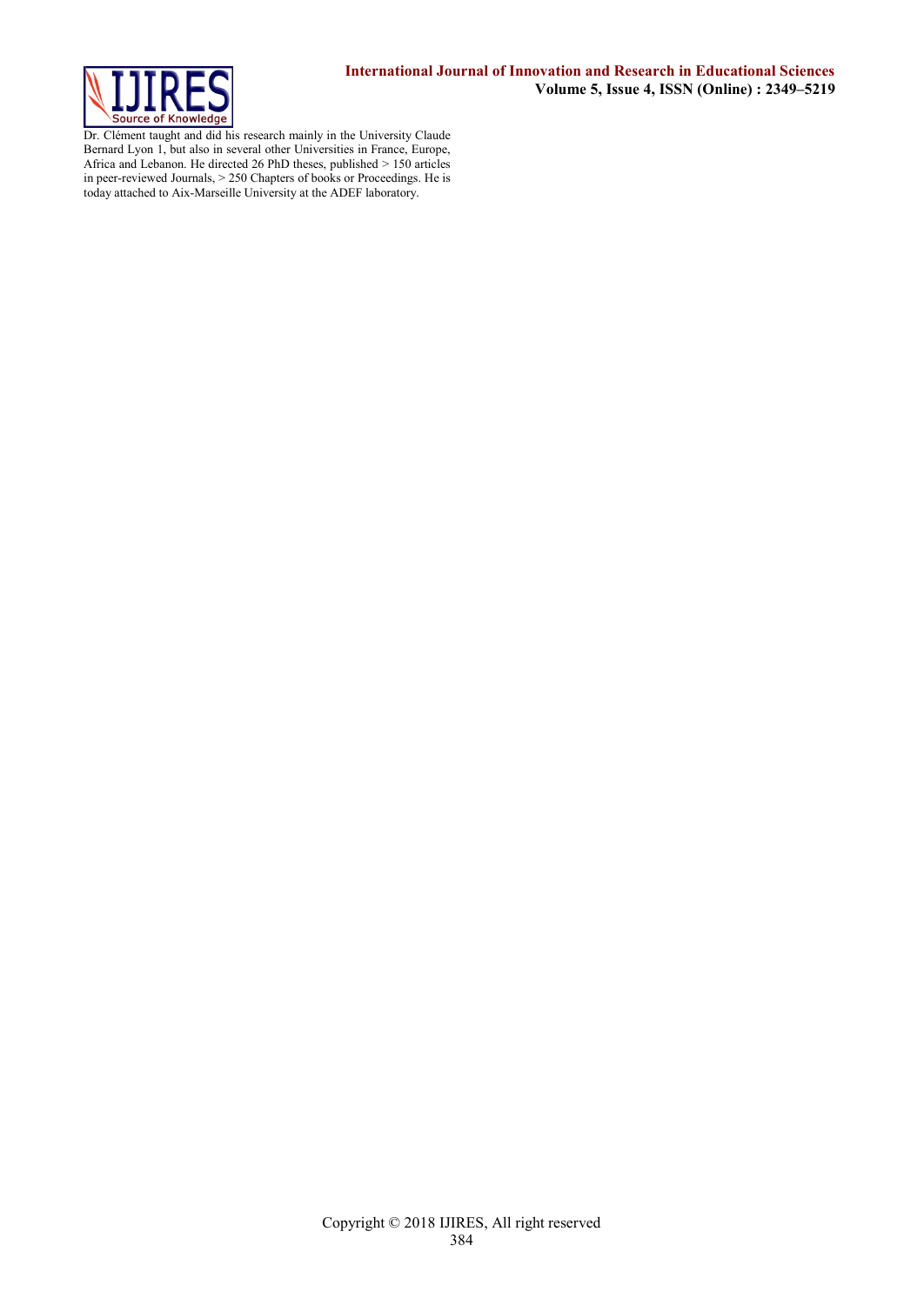Dr. Clément taught and did his research mainly in the University Claude Bernard Lyon 1, but also in several other Universities in France, Europe, Africa and Lebanon. He directed 26 PhD theses, published > 150 articles in peer-reviewed Journals, > 250 Chapters of books or Proceedings. He is today attached to Aix-Marseille University at the ADEF laboratory.